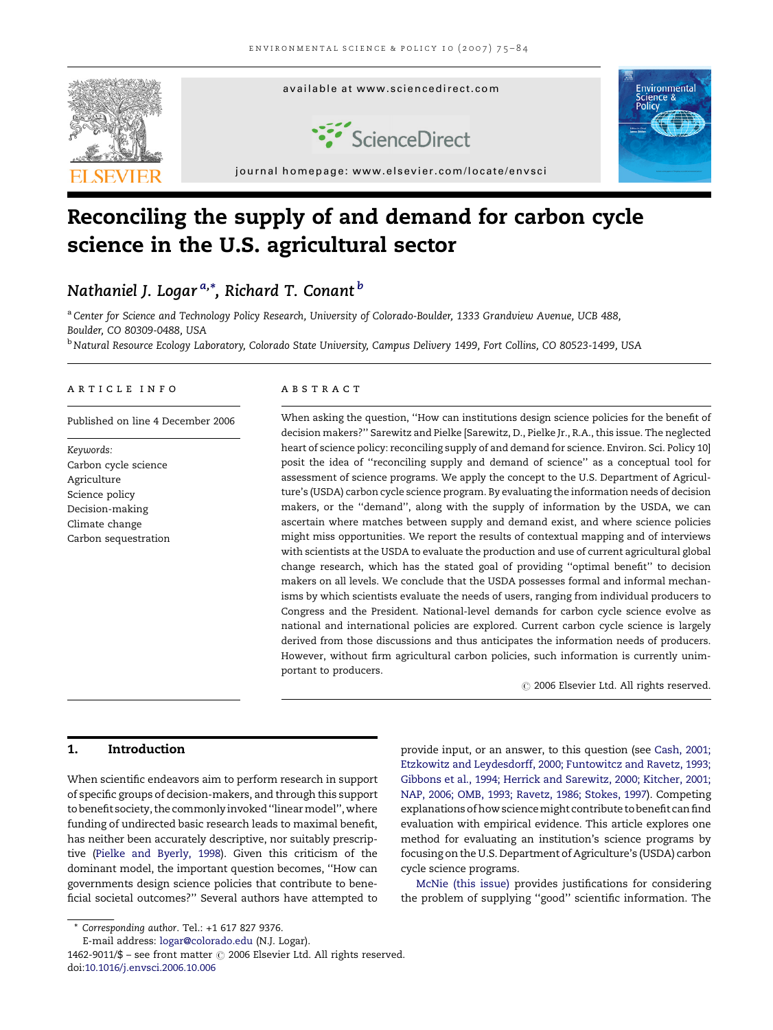# Reconciling the supply of and demand for carbon cycle science in the U.S. agricultural sector

Nathaniel J. Logar [a,*], Richard T. Conant [b]

[a] Center for Science and Technology Policy Research, University of Colorado-Boulder, 1333 Grandview Avenue, UCB 488, Boulder, CO 80309-0488, USA

[b] Natural Resource Ecology Laboratory, Colorado State University, Campus Delivery 1499, Fort Collins, CO 80523-1499, USA

## ARTICLE INFO

Published on line 4 December 2006

*Keywords:*
Carbon cycle science
Agriculture
Science policy
Decision-making
Climate change
Carbon sequestration

## ABSTRACT

When asking the question, ''How can institutions design science policies for the benefit of decision makers?'' Sarewitz and Pielke [Sarewitz, D., Pielke Jr., R.A., this issue. The neglected heart of science policy: reconciling supply of and demand for science. Environ. Sci. Policy 10] posit the idea of ''reconciling supply and demand of science'' as a conceptual tool for assessment of science programs. We apply the concept to the U.S. Department of Agriculture's (USDA) carbon cycle science program. By evaluating the information needs of decision makers, or the ''demand'', along with the supply of information by the USDA, we can ascertain where matches between supply and demand exist, and where science policies might miss opportunities. We report the results of contextual mapping and of interviews with scientists at the USDA to evaluate the production and use of current agricultural global change research, which has the stated goal of providing ''optimal benefit'' to decision makers on all levels. We conclude that the USDA possesses formal and informal mechanisms by which scientists evaluate the needs of users, ranging from individual producers to Congress and the President. National-level demands for carbon cycle science evolve as national and international policies are explored. Current carbon cycle science is largely derived from those discussions and thus anticipates the information needs of producers. However, without firm agricultural carbon policies, such information is currently unimportant to producers.

© 2006 Elsevier Ltd. All rights reserved.

## 1. Introduction

When scientific endeavors aim to perform research in support of specific groups of decision-makers, and through this support to benefit society, the commonly invoked ''linear model'', where funding of undirected basic research leads to maximal benefit, has neither been accurately descriptive, nor suitably prescriptive (Pielke and Byerly, 1998). Given this criticism of the dominant model, the important question becomes, ''How can governments design science policies that contribute to beneficial societal outcomes?'' Several authors have attempted to provide input, or an answer, to this question (see Cash, 2001; Etzkowitz and Leydesdorff, 2000; Funtowitcz and Ravetz, 1993; Gibbons et al., 1994; Herrick and Sarewitz, 2000; Kitcher, 2001; NAP, 2006; OMB, 1993; Ravetz, 1986; Stokes, 1997). Competing explanations of how science might contribute to benefit can find evaluation with empirical evidence. This article explores one method for evaluating an institution's science programs by focusing on the U.S. Department of Agriculture's (USDA) carbon cycle science programs.

McNie (this issue) provides justifications for considering the problem of supplying ''good'' scientific information. The

---

* Corresponding author. Tel.: +1 617 827 9376.
E-mail address: logar@colorado.edu (N.J. Logar).

1462-9011/$ – see front matter © 2006 Elsevier Ltd. All rights reserved.
doi:10.1016/j.envsci.2006.10.006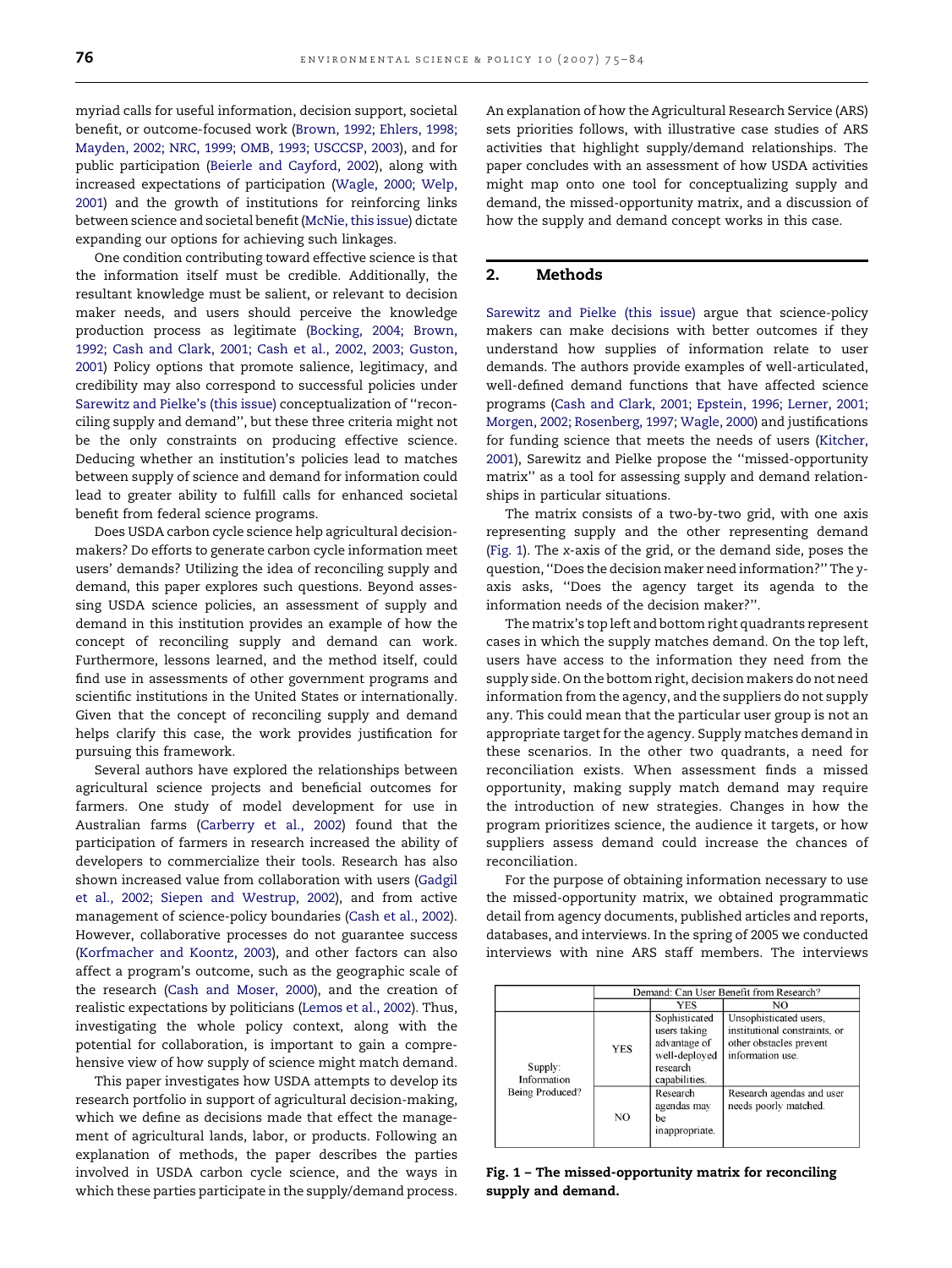myriad calls for useful information, decision support, societal benefit, or outcome-focused work (Brown, 1992; Ehlers, 1998; Mayden, 2002; NRC, 1999; OMB, 1993; USCCSP, 2003), and for public participation (Beierle and Cayford, 2002), along with increased expectations of participation (Wagle, 2000; Welp, 2001) and the growth of institutions for reinforcing links between science and societal benefit (McNie, this issue) dictate expanding our options for achieving such linkages.

One condition contributing toward effective science is that the information itself must be credible. Additionally, the resultant knowledge must be salient, or relevant to decision maker needs, and users should perceive the knowledge production process as legitimate (Bocking, 2004; Brown, 1992; Cash and Clark, 2001; Cash et al., 2002, 2003; Guston, 2001) Policy options that promote salience, legitimacy, and credibility may also correspond to successful policies under Sarewitz and Pielke's (this issue) conceptualization of ''reconciling supply and demand'', but these three criteria might not be the only constraints on producing effective science. Deducing whether an institution's policies lead to matches between supply of science and demand for information could lead to greater ability to fulfill calls for enhanced societal benefit from federal science programs.

Does USDA carbon cycle science help agricultural decision-makers? Do efforts to generate carbon cycle information meet users' demands? Utilizing the idea of reconciling supply and demand, this paper explores such questions. Beyond assessing USDA science policies, an assessment of supply and demand in this institution provides an example of how the concept of reconciling supply and demand can work. Furthermore, lessons learned, and the method itself, could find use in assessments of other government programs and scientific institutions in the United States or internationally. Given that the concept of reconciling supply and demand helps clarify this case, the work provides justification for pursuing this framework.

Several authors have explored the relationships between agricultural science projects and beneficial outcomes for farmers. One study of model development for use in Australian farms (Carberry et al., 2002) found that the participation of farmers in research increased the ability of developers to commercialize their tools. Research has also shown increased value from collaboration with users (Gadgil et al., 2002; Siepen and Westrup, 2002), and from active management of science-policy boundaries (Cash et al., 2002). However, collaborative processes do not guarantee success (Korfmacher and Koontz, 2003), and other factors can also affect a program's outcome, such as the geographic scale of the research (Cash and Moser, 2000), and the creation of realistic expectations by politicians (Lemos et al., 2002). Thus, investigating the whole policy context, along with the potential for collaboration, is important to gain a comprehensive view of how supply of science might match demand.

This paper investigates how USDA attempts to develop its research portfolio in support of agricultural decision-making, which we define as decisions made that effect the management of agricultural lands, labor, or products. Following an explanation of methods, the paper describes the parties involved in USDA carbon cycle science, and the ways in which these parties participate in the supply/demand process. An explanation of how the Agricultural Research Service (ARS) sets priorities follows, with illustrative case studies of ARS activities that highlight supply/demand relationships. The paper concludes with an assessment of how USDA activities might map onto one tool for conceptualizing supply and demand, the missed-opportunity matrix, and a discussion of how the supply and demand concept works in this case.

## 2. Methods

Sarewitz and Pielke (this issue) argue that science-policy makers can make decisions with better outcomes if they understand how supplies of information relate to user demands. The authors provide examples of well-articulated, well-defined demand functions that have affected science programs (Cash and Clark, 2001; Epstein, 1996; Lerner, 2001; Morgen, 2002; Rosenberg, 1997; Wagle, 2000) and justifications for funding science that meets the needs of users (Kitcher, 2001), Sarewitz and Pielke propose the ''missed-opportunity matrix'' as a tool for assessing supply and demand relationships in particular situations.

The matrix consists of a two-by-two grid, with one axis representing supply and the other representing demand (Fig. 1). The x-axis of the grid, or the demand side, poses the question, ''Does the decision maker need information?'' The y-axis asks, ''Does the agency target its agenda to the information needs of the decision maker?''.

The matrix's top left and bottom right quadrants represent cases in which the supply matches demand. On the top left, users have access to the information they need from the supply side. On the bottom right, decision makers do not need information from the agency, and the suppliers do not supply any. This could mean that the particular user group is not an appropriate target for the agency. Supply matches demand in these scenarios. In the other two quadrants, a need for reconciliation exists. When assessment finds a missed opportunity, making supply match demand may require the introduction of new strategies. Changes in how the program prioritizes science, the audience it targets, or how suppliers assess demand could increase the chances of reconciliation.

For the purpose of obtaining information necessary to use the missed-opportunity matrix, we obtained programmatic detail from agency documents, published articles and reports, databases, and interviews. In the spring of 2005 we conducted interviews with nine ARS staff members. The interviews

| | | Demand: Can User Benefit from Research? | |
|---|---|---|---|
| | | YES | NO |
| Supply: Information Being Produced? | YES | Sophisticated users taking advantage of well-deployed research capabilities. | Unsophisticated users, institutional constraints, or other obstacles prevent information use. |
| | NO | Research agendas may be inappropriate. | Research agendas and user needs poorly matched. |

**Fig. 1 – The missed-opportunity matrix for reconciling supply and demand.**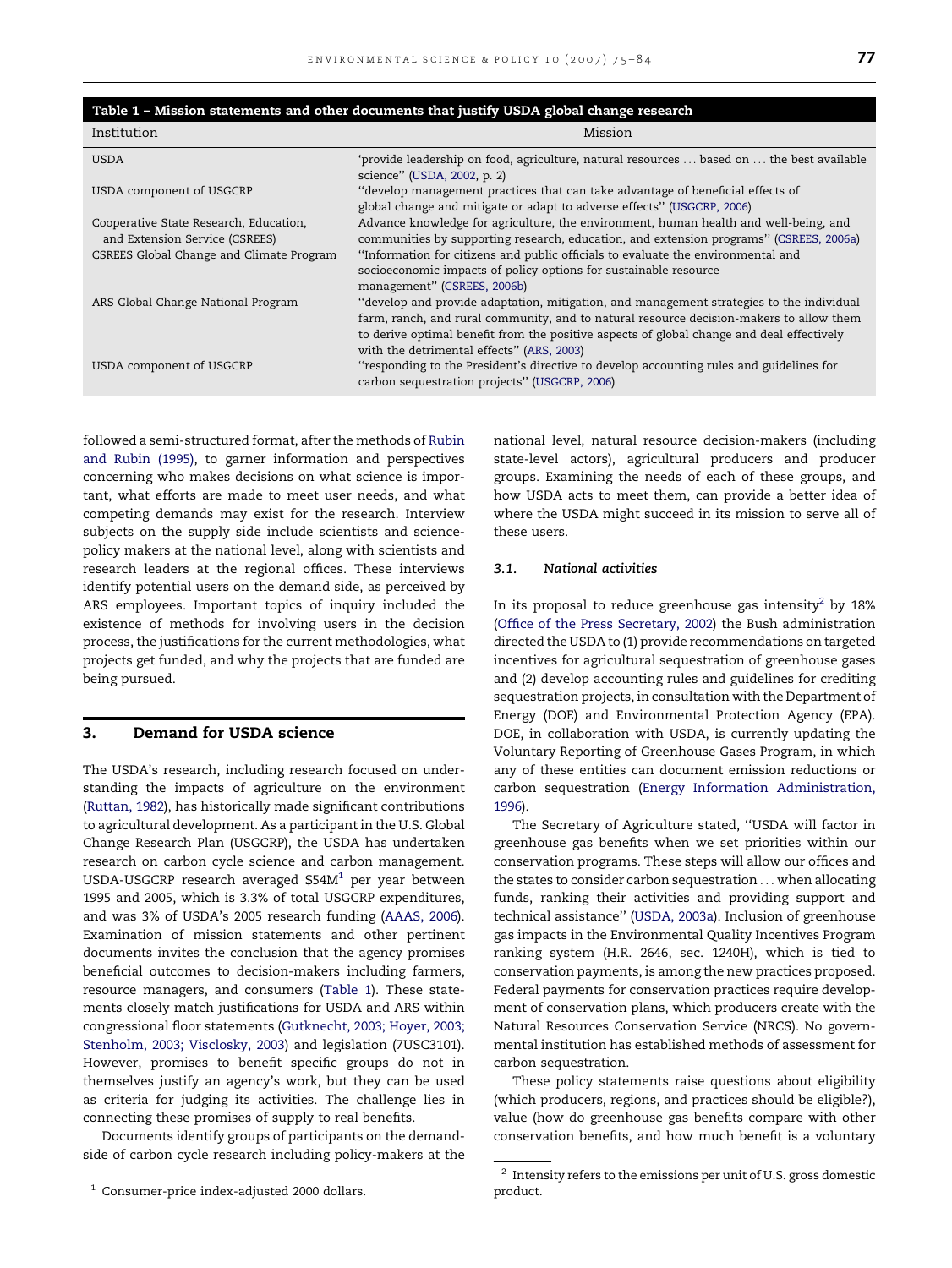**Table 1 – Mission statements and other documents that justify USDA global change research**

| Institution | Mission |
|---|---|
| USDA | 'provide leadership on food, agriculture, natural resources ... based on ... the best available science'' (USDA, 2002, p. 2) |
| USDA component of USGCRP | ''develop management practices that can take advantage of beneficial effects of global change and mitigate or adapt to adverse effects'' (USGCRP, 2006) |
| Cooperative State Research, Education, and Extension Service (CSREES) | Advance knowledge for agriculture, the environment, human health and well-being, and communities by supporting research, education, and extension programs'' (CSREES, 2006a) |
| CSREES Global Change and Climate Program | ''Information for citizens and public officials to evaluate the environmental and socioeconomic impacts of policy options for sustainable resource management'' (CSREES, 2006b) |
| ARS Global Change National Program | ''develop and provide adaptation, mitigation, and management strategies to the individual farm, ranch, and rural community, and to natural resource decision-makers to allow them to derive optimal benefit from the positive aspects of global change and deal effectively with the detrimental effects'' (ARS, 2003) |
| USDA component of USGCRP | ''responding to the President's directive to develop accounting rules and guidelines for carbon sequestration projects'' (USGCRP, 2006) |

followed a semi-structured format, after the methods of Rubin and Rubin (1995), to garner information and perspectives concerning who makes decisions on what science is important, what efforts are made to meet user needs, and what competing demands may exist for the research. Interview subjects on the supply side include scientists and science-policy makers at the national level, along with scientists and research leaders at the regional offices. These interviews identify potential users on the demand side, as perceived by ARS employees. Important topics of inquiry included the existence of methods for involving users in the decision process, the justifications for the current methodologies, what projects get funded, and why the projects that are funded are being pursued.

## 3. Demand for USDA science

The USDA's research, including research focused on understanding the impacts of agriculture on the environment (Ruttan, 1982), has historically made significant contributions to agricultural development. As a participant in the U.S. Global Change Research Plan (USGCRP), the USDA has undertaken research on carbon cycle science and carbon management. USDA-USGCRP research averaged \$54M[1] per year between 1995 and 2005, which is 3.3% of total USGCRP expenditures, and was 3% of USDA's 2005 research funding (AAAS, 2006). Examination of mission statements and other pertinent documents invites the conclusion that the agency promises beneficial outcomes to decision-makers including farmers, resource managers, and consumers (Table 1). These statements closely match justifications for USDA and ARS within congressional floor statements (Gutknecht, 2003; Hoyer, 2003; Stenholm, 2003; Visclosky, 2003) and legislation (7USC3101). However, promises to benefit specific groups do not in themselves justify an agency's work, but they can be used as criteria for judging its activities. The challenge lies in connecting these promises of supply to real benefits.

Documents identify groups of participants on the demand-side of carbon cycle research including policy-makers at the national level, natural resource decision-makers (including state-level actors), agricultural producers and producer groups. Examining the needs of each of these groups, and how USDA acts to meet them, can provide a better idea of where the USDA might succeed in its mission to serve all of these users.

### 3.1. National activities

In its proposal to reduce greenhouse gas intensity[2] by 18% (Office of the Press Secretary, 2002) the Bush administration directed the USDA to (1) provide recommendations on targeted incentives for agricultural sequestration of greenhouse gases and (2) develop accounting rules and guidelines for crediting sequestration projects, in consultation with the Department of Energy (DOE) and Environmental Protection Agency (EPA). DOE, in collaboration with USDA, is currently updating the Voluntary Reporting of Greenhouse Gases Program, in which any of these entities can document emission reductions or carbon sequestration (Energy Information Administration, 1996).

The Secretary of Agriculture stated, ''USDA will factor in greenhouse gas benefits when we set priorities within our conservation programs. These steps will allow our offices and the states to consider carbon sequestration ... when allocating funds, ranking their activities and providing support and technical assistance'' (USDA, 2003a). Inclusion of greenhouse gas impacts in the Environmental Quality Incentives Program ranking system (H.R. 2646, sec. 1240H), which is tied to conservation payments, is among the new practices proposed. Federal payments for conservation practices require development of conservation plans, which producers create with the Natural Resources Conservation Service (NRCS). No governmental institution has established methods of assessment for carbon sequestration.

These policy statements raise questions about eligibility (which producers, regions, and practices should be eligible?), value (how do greenhouse gas benefits compare with other conservation benefits, and how much benefit is a voluntary

[1] Consumer-price index-adjusted 2000 dollars.

[2] Intensity refers to the emissions per unit of U.S. gross domestic product.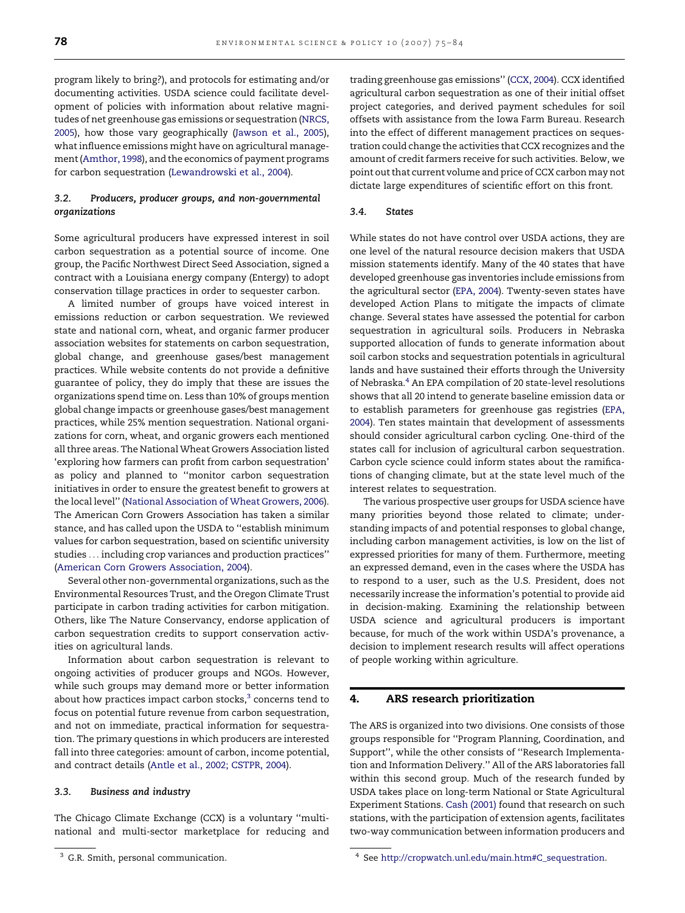program likely to bring?), and protocols for estimating and/or documenting activities. USDA science could facilitate development of policies with information about relative magnitudes of net greenhouse gas emissions or sequestration (NRCS, 2005), how those vary geographically (Jawson et al., 2005), what influence emissions might have on agricultural management (Amthor, 1998), and the economics of payment programs for carbon sequestration (Lewandrowski et al., 2004).

### 3.2. Producers, producer groups, and non-governmental organizations

Some agricultural producers have expressed interest in soil carbon sequestration as a potential source of income. One group, the Pacific Northwest Direct Seed Association, signed a contract with a Louisiana energy company (Entergy) to adopt conservation tillage practices in order to sequester carbon.

A limited number of groups have voiced interest in emissions reduction or carbon sequestration. We reviewed state and national corn, wheat, and organic farmer producer association websites for statements on carbon sequestration, global change, and greenhouse gases/best management practices. While website contents do not provide a definitive guarantee of policy, they do imply that these are issues the organizations spend time on. Less than 10% of groups mention global change impacts or greenhouse gases/best management practices, while 25% mention sequestration. National organizations for corn, wheat, and organic growers each mentioned all three areas. The National Wheat Growers Association listed 'exploring how farmers can profit from carbon sequestration' as policy and planned to "monitor carbon sequestration initiatives in order to ensure the greatest benefit to growers at the local level" (National Association of Wheat Growers, 2006). The American Corn Growers Association has taken a similar stance, and has called upon the USDA to "establish minimum values for carbon sequestration, based on scientific university studies ... including crop variances and production practices" (American Corn Growers Association, 2004).

Several other non-governmental organizations, such as the Environmental Resources Trust, and the Oregon Climate Trust participate in carbon trading activities for carbon mitigation. Others, like The Nature Conservancy, endorse application of carbon sequestration credits to support conservation activities on agricultural lands.

Information about carbon sequestration is relevant to ongoing activities of producer groups and NGOs. However, while such groups may demand more or better information about how practices impact carbon stocks,[3] concerns tend to focus on potential future revenue from carbon sequestration, and not on immediate, practical information for sequestration. The primary questions in which producers are interested fall into three categories: amount of carbon, income potential, and contract details (Antle et al., 2002; CSTPR, 2004).

### 3.3. Business and industry

The Chicago Climate Exchange (CCX) is a voluntary "multinational and multi-sector marketplace for reducing and trading greenhouse gas emissions" (CCX, 2004). CCX identified agricultural carbon sequestration as one of their initial offset project categories, and derived payment schedules for soil offsets with assistance from the Iowa Farm Bureau. Research into the effect of different management practices on sequestration could change the activities that CCX recognizes and the amount of credit farmers receive for such activities. Below, we point out that current volume and price of CCX carbon may not dictate large expenditures of scientific effort on this front.

### 3.4. States

While states do not have control over USDA actions, they are one level of the natural resource decision makers that USDA mission statements identify. Many of the 40 states that have developed greenhouse gas inventories include emissions from the agricultural sector (EPA, 2004). Twenty-seven states have developed Action Plans to mitigate the impacts of climate change. Several states have assessed the potential for carbon sequestration in agricultural soils. Producers in Nebraska supported allocation of funds to generate information about soil carbon stocks and sequestration potentials in agricultural lands and have sustained their efforts through the University of Nebraska.[4] An EPA compilation of 20 state-level resolutions shows that all 20 intend to generate baseline emission data or to establish parameters for greenhouse gas registries (EPA, 2004). Ten states maintain that development of assessments should consider agricultural carbon cycling. One-third of the states call for inclusion of agricultural carbon sequestration. Carbon cycle science could inform states about the ramifications of changing climate, but at the state level much of the interest relates to sequestration.

The various prospective user groups for USDA science have many priorities beyond those related to climate; understanding impacts of and potential responses to global change, including carbon management activities, is low on the list of expressed priorities for many of them. Furthermore, meeting an expressed demand, even in the cases where the USDA has to respond to a user, such as the U.S. President, does not necessarily increase the information's potential to provide aid in decision-making. Examining the relationship between USDA science and agricultural producers is important because, for much of the work within USDA's provenance, a decision to implement research results will affect operations of people working within agriculture.

## 4. ARS research prioritization

The ARS is organized into two divisions. One consists of those groups responsible for "Program Planning, Coordination, and Support", while the other consists of "Research Implementation and Information Delivery." All of the ARS laboratories fall within this second group. Much of the research funded by USDA takes place on long-term National or State Agricultural Experiment Stations. Cash (2001) found that research on such stations, with the participation of extension agents, facilitates two-way communication between information producers and

[3] G.R. Smith, personal communication.

[4] See http://cropwatch.unl.edu/main.htm#C_sequestration.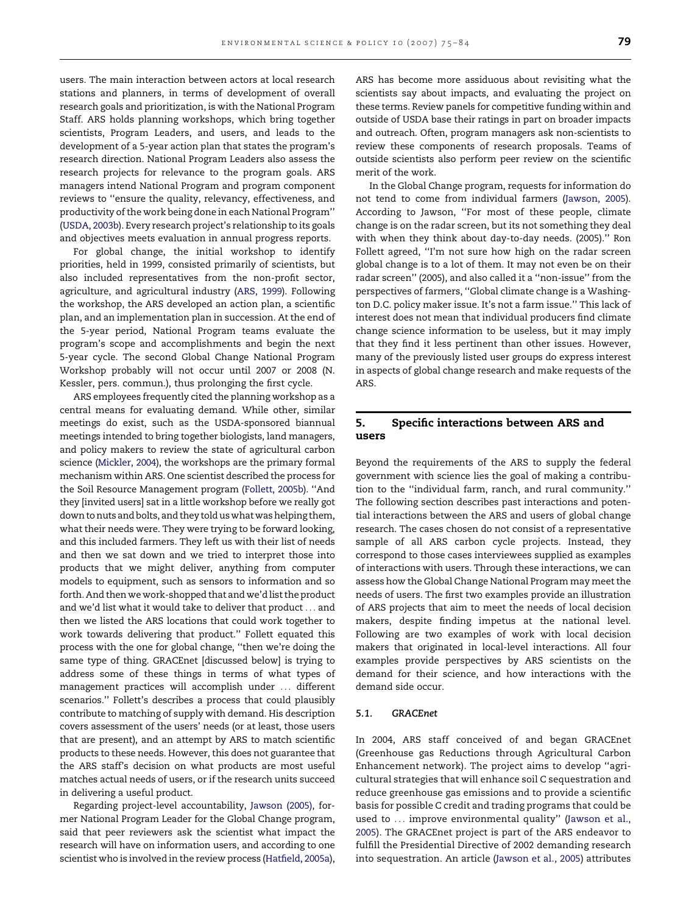users. The main interaction between actors at local research stations and planners, in terms of development of overall research goals and prioritization, is with the National Program Staff. ARS holds planning workshops, which bring together scientists, Program Leaders, and users, and leads to the development of a 5-year action plan that states the program's research direction. National Program Leaders also assess the research projects for relevance to the program goals. ARS managers intend National Program and program component reviews to ''ensure the quality, relevancy, effectiveness, and productivity of the work being done in each National Program'' (USDA, 2003b). Every research project's relationship to its goals and objectives meets evaluation in annual progress reports.

For global change, the initial workshop to identify priorities, held in 1999, consisted primarily of scientists, but also included representatives from the non-profit sector, agriculture, and agricultural industry (ARS, 1999). Following the workshop, the ARS developed an action plan, a scientific plan, and an implementation plan in succession. At the end of the 5-year period, National Program teams evaluate the program's scope and accomplishments and begin the next 5-year cycle. The second Global Change National Program Workshop probably will not occur until 2007 or 2008 (N. Kessler, pers. commun.), thus prolonging the first cycle.

ARS employees frequently cited the planning workshop as a central means for evaluating demand. While other, similar meetings do exist, such as the USDA-sponsored biannual meetings intended to bring together biologists, land managers, and policy makers to review the state of agricultural carbon science (Mickler, 2004), the workshops are the primary formal mechanism within ARS. One scientist described the process for the Soil Resource Management program (Follett, 2005b). ''And they [invited users] sat in a little workshop before we really got down to nuts and bolts, and they told us what was helping them, what their needs were. They were trying to be forward looking, and this included farmers. They left us with their list of needs and then we sat down and we tried to interpret those into products that we might deliver, anything from computer models to equipment, such as sensors to information and so forth. And then we work-shopped that and we'd list the product and we'd list what it would take to deliver that product ... and then we listed the ARS locations that could work together to work towards delivering that product.'' Follett equated this process with the one for global change, ''then we're doing the same type of thing. GRACEnet [discussed below] is trying to address some of these things in terms of what types of management practices will accomplish under ... different scenarios.'' Follett's describes a process that could plausibly contribute to matching of supply with demand. His description covers assessment of the users' needs (or at least, those users that are present), and an attempt by ARS to match scientific products to these needs. However, this does not guarantee that the ARS staff's decision on what products are most useful matches actual needs of users, or if the research units succeed in delivering a useful product.

Regarding project-level accountability, Jawson (2005), former National Program Leader for the Global Change program, said that peer reviewers ask the scientist what impact the research will have on information users, and according to one scientist who is involved in the review process (Hatfield, 2005a), ARS has become more assiduous about revisiting what the scientists say about impacts, and evaluating the project on these terms. Review panels for competitive funding within and outside of USDA base their ratings in part on broader impacts and outreach. Often, program managers ask non-scientists to review these components of research proposals. Teams of outside scientists also perform peer review on the scientific merit of the work.

In the Global Change program, requests for information do not tend to come from individual farmers (Jawson, 2005). According to Jawson, ''For most of these people, climate change is on the radar screen, but its not something they deal with when they think about day-to-day needs. (2005).'' Ron Follett agreed, ''I'm not sure how high on the radar screen global change is to a lot of them. It may not even be on their radar screen'' (2005), and also called it a ''non-issue'' from the perspectives of farmers, ''Global climate change is a Washington D.C. policy maker issue. It's not a farm issue.'' This lack of interest does not mean that individual producers find climate change science information to be useless, but it may imply that they find it less pertinent than other issues. However, many of the previously listed user groups do express interest in aspects of global change research and make requests of the ARS.

## 5. Specific interactions between ARS and users

Beyond the requirements of the ARS to supply the federal government with science lies the goal of making a contribution to the ''individual farm, ranch, and rural community.'' The following section describes past interactions and potential interactions between the ARS and users of global change research. The cases chosen do not consist of a representative sample of all ARS carbon cycle projects. Instead, they correspond to those cases interviewees supplied as examples of interactions with users. Through these interactions, we can assess how the Global Change National Program may meet the needs of users. The first two examples provide an illustration of ARS projects that aim to meet the needs of local decision makers, despite finding impetus at the national level. Following are two examples of work with local decision makers that originated in local-level interactions. All four examples provide perspectives by ARS scientists on the demand for their science, and how interactions with the demand side occur.

### 5.1. *GRACEnet*

In 2004, ARS staff conceived of and began GRACEnet (Greenhouse gas Reductions through Agricultural Carbon Enhancement network). The project aims to develop ''agricultural strategies that will enhance soil C sequestration and reduce greenhouse gas emissions and to provide a scientific basis for possible C credit and trading programs that could be used to ... improve environmental quality'' (Jawson et al., 2005). The GRACEnet project is part of the ARS endeavor to fulfill the Presidential Directive of 2002 demanding research into sequestration. An article (Jawson et al., 2005) attributes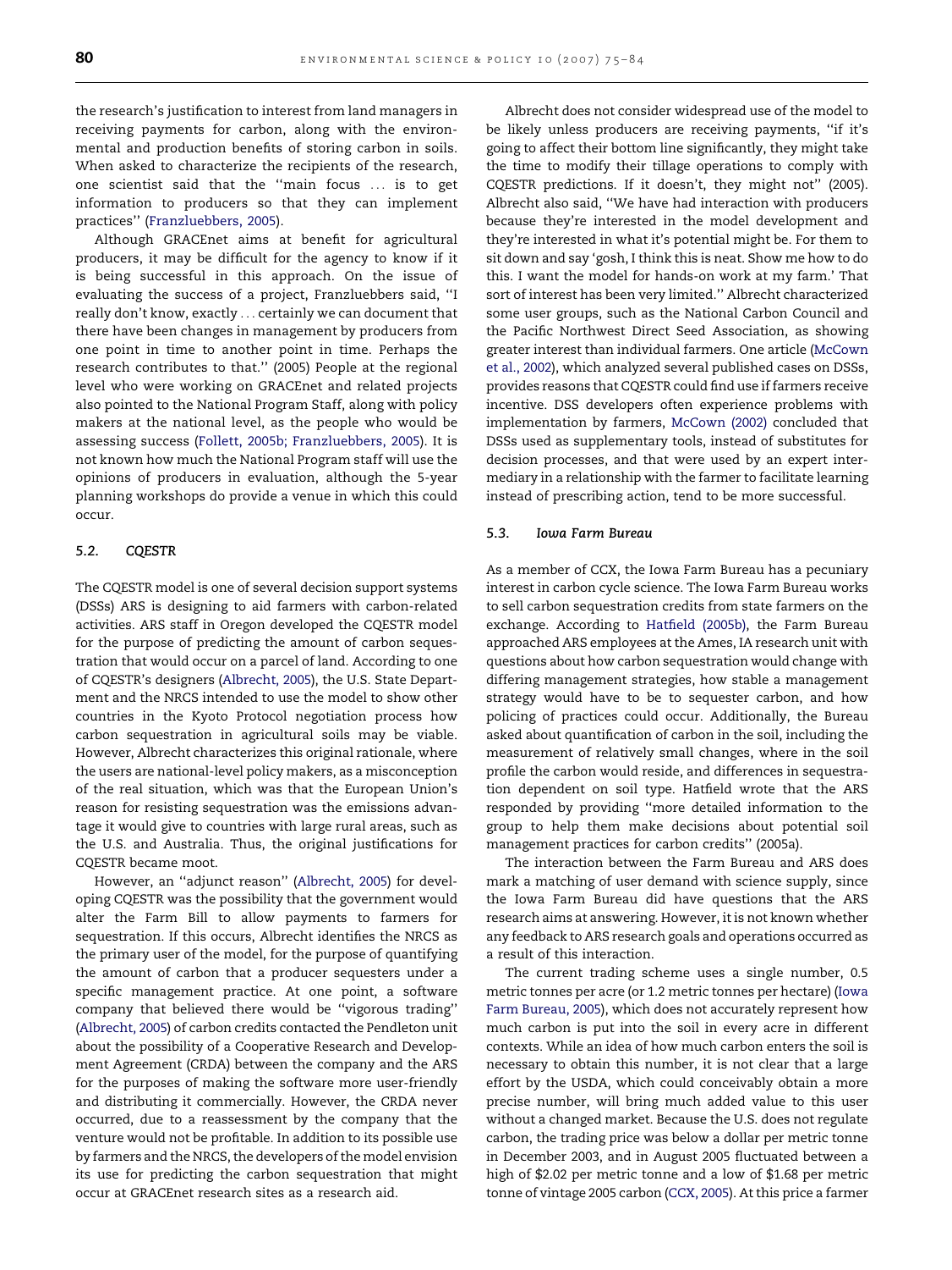the research's justification to interest from land managers in receiving payments for carbon, along with the environmental and production benefits of storing carbon in soils. When asked to characterize the recipients of the research, one scientist said that the ''main focus ... is to get information to producers so that they can implement practices'' (Franzluebbers, 2005).

Although GRACEnet aims at benefit for agricultural producers, it may be difficult for the agency to know if it is being successful in this approach. On the issue of evaluating the success of a project, Franzluebbers said, ''I really don't know, exactly ... certainly we can document that there have been changes in management by producers from one point in time to another point in time. Perhaps the research contributes to that.'' (2005) People at the regional level who were working on GRACEnet and related projects also pointed to the National Program Staff, along with policy makers at the national level, as the people who would be assessing success (Follett, 2005b; Franzluebbers, 2005). It is not known how much the National Program staff will use the opinions of producers in evaluation, although the 5-year planning workshops do provide a venue in which this could occur.

### 5.2. CQESTR

The CQESTR model is one of several decision support systems (DSSs) ARS is designing to aid farmers with carbon-related activities. ARS staff in Oregon developed the CQESTR model for the purpose of predicting the amount of carbon sequestration that would occur on a parcel of land. According to one of CQESTR's designers (Albrecht, 2005), the U.S. State Department and the NRCS intended to use the model to show other countries in the Kyoto Protocol negotiation process how carbon sequestration in agricultural soils may be viable. However, Albrecht characterizes this original rationale, where the users are national-level policy makers, as a misconception of the real situation, which was that the European Union's reason for resisting sequestration was the emissions advantage it would give to countries with large rural areas, such as the U.S. and Australia. Thus, the original justifications for CQESTR became moot.

However, an ''adjunct reason'' (Albrecht, 2005) for developing CQESTR was the possibility that the government would alter the Farm Bill to allow payments to farmers for sequestration. If this occurs, Albrecht identifies the NRCS as the primary user of the model, for the purpose of quantifying the amount of carbon that a producer sequesters under a specific management practice. At one point, a software company that believed there would be ''vigorous trading'' (Albrecht, 2005) of carbon credits contacted the Pendleton unit about the possibility of a Cooperative Research and Development Agreement (CRDA) between the company and the ARS for the purposes of making the software more user-friendly and distributing it commercially. However, the CRDA never occurred, due to a reassessment by the company that the venture would not be profitable. In addition to its possible use by farmers and the NRCS, the developers of the model envision its use for predicting the carbon sequestration that might occur at GRACEnet research sites as a research aid.

Albrecht does not consider widespread use of the model to be likely unless producers are receiving payments, ''if it's going to affect their bottom line significantly, they might take the time to modify their tillage operations to comply with CQESTR predictions. If it doesn't, they might not'' (2005). Albrecht also said, ''We have had interaction with producers because they're interested in the model development and they're interested in what it's potential might be. For them to sit down and say 'gosh, I think this is neat. Show me how to do this. I want the model for hands-on work at my farm.' That sort of interest has been very limited.'' Albrecht characterized some user groups, such as the National Carbon Council and the Pacific Northwest Direct Seed Association, as showing greater interest than individual farmers. One article (McCown et al., 2002), which analyzed several published cases on DSSs, provides reasons that CQESTR could find use if farmers receive incentive. DSS developers often experience problems with implementation by farmers, McCown (2002) concluded that DSSs used as supplementary tools, instead of substitutes for decision processes, and that were used by an expert intermediary in a relationship with the farmer to facilitate learning instead of prescribing action, tend to be more successful.

### 5.3. Iowa Farm Bureau

As a member of CCX, the Iowa Farm Bureau has a pecuniary interest in carbon cycle science. The Iowa Farm Bureau works to sell carbon sequestration credits from state farmers on the exchange. According to Hatfield (2005b), the Farm Bureau approached ARS employees at the Ames, IA research unit with questions about how carbon sequestration would change with differing management strategies, how stable a management strategy would have to be to sequester carbon, and how policing of practices could occur. Additionally, the Bureau asked about quantification of carbon in the soil, including the measurement of relatively small changes, where in the soil profile the carbon would reside, and differences in sequestration dependent on soil type. Hatfield wrote that the ARS responded by providing ''more detailed information to the group to help them make decisions about potential soil management practices for carbon credits'' (2005a).

The interaction between the Farm Bureau and ARS does mark a matching of user demand with science supply, since the Iowa Farm Bureau did have questions that the ARS research aims at answering. However, it is not known whether any feedback to ARS research goals and operations occurred as a result of this interaction.

The current trading scheme uses a single number, 0.5 metric tonnes per acre (or 1.2 metric tonnes per hectare) (Iowa Farm Bureau, 2005), which does not accurately represent how much carbon is put into the soil in every acre in different contexts. While an idea of how much carbon enters the soil is necessary to obtain this number, it is not clear that a large effort by the USDA, which could conceivably obtain a more precise number, will bring much added value to this user without a changed market. Because the U.S. does not regulate carbon, the trading price was below a dollar per metric tonne in December 2003, and in August 2005 fluctuated between a high of $2.02 per metric tonne and a low of $1.68 per metric tonne of vintage 2005 carbon (CCX, 2005). At this price a farmer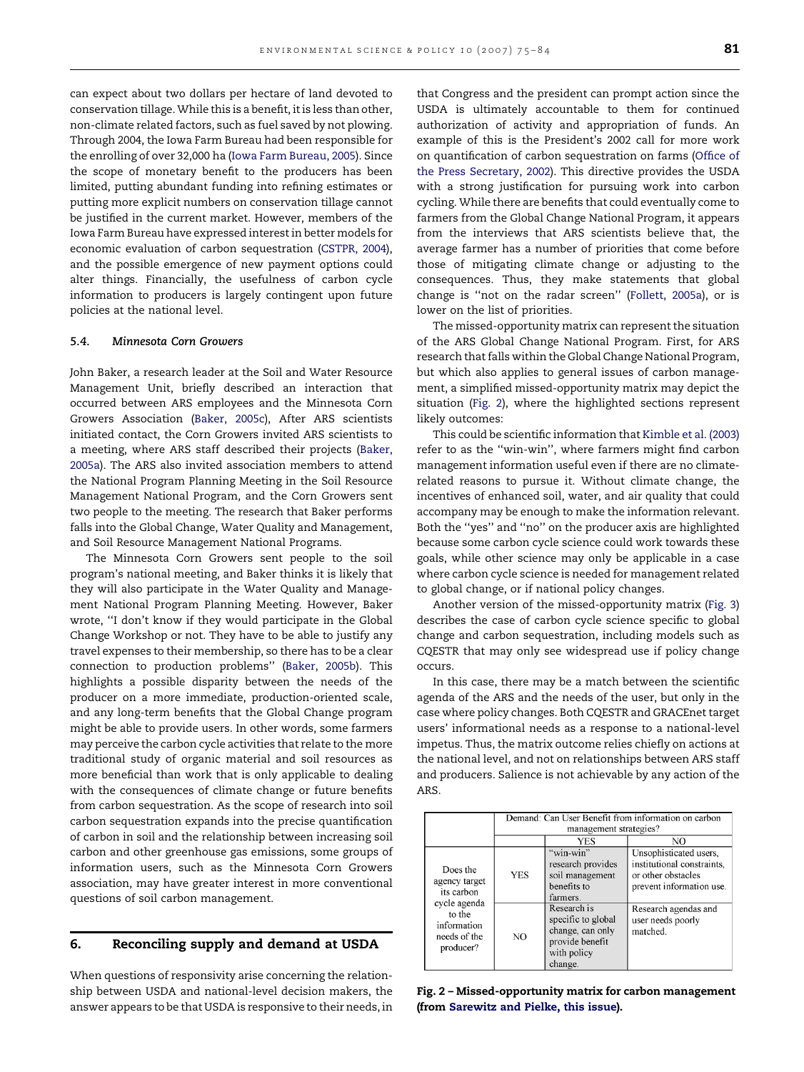can expect about two dollars per hectare of land devoted to conservation tillage. While this is a benefit, it is less than other, non-climate related factors, such as fuel saved by not plowing. Through 2004, the Iowa Farm Bureau had been responsible for the enrolling of over 32,000 ha (Iowa Farm Bureau, 2005). Since the scope of monetary benefit to the producers has been limited, putting abundant funding into refining estimates or putting more explicit numbers on conservation tillage cannot be justified in the current market. However, members of the Iowa Farm Bureau have expressed interest in better models for economic evaluation of carbon sequestration (CSTPR, 2004), and the possible emergence of new payment options could alter things. Financially, the usefulness of carbon cycle information to producers is largely contingent upon future policies at the national level.

### 5.4. Minnesota Corn Growers

John Baker, a research leader at the Soil and Water Resource Management Unit, briefly described an interaction that occurred between ARS employees and the Minnesota Corn Growers Association (Baker, 2005c), After ARS scientists initiated contact, the Corn Growers invited ARS scientists to a meeting, where ARS staff described their projects (Baker, 2005a). The ARS also invited association members to attend the National Program Planning Meeting in the Soil Resource Management National Program, and the Corn Growers sent two people to the meeting. The research that Baker performs falls into the Global Change, Water Quality and Management, and Soil Resource Management National Programs.

The Minnesota Corn Growers sent people to the soil program's national meeting, and Baker thinks it is likely that they will also participate in the Water Quality and Management National Program Planning Meeting. However, Baker wrote, "I don't know if they would participate in the Global Change Workshop or not. They have to be able to justify any travel expenses to their membership, so there has to be a clear connection to production problems" (Baker, 2005b). This highlights a possible disparity between the needs of the producer on a more immediate, production-oriented scale, and any long-term benefits that the Global Change program might be able to provide users. In other words, some farmers may perceive the carbon cycle activities that relate to the more traditional study of organic material and soil resources as more beneficial than work that is only applicable to dealing with the consequences of climate change or future benefits from carbon sequestration. As the scope of research into soil carbon sequestration expands into the precise quantification of carbon in soil and the relationship between increasing soil carbon and other greenhouse gas emissions, some groups of information users, such as the Minnesota Corn Growers association, may have greater interest in more conventional questions of soil carbon management.

## 6. Reconciling supply and demand at USDA

When questions of responsivity arise concerning the relationship between USDA and national-level decision makers, the answer appears to be that USDA is responsive to their needs, in that Congress and the president can prompt action since the USDA is ultimately accountable to them for continued authorization of activity and appropriation of funds. An example of this is the President's 2002 call for more work on quantification of carbon sequestration on farms (Office of the Press Secretary, 2002). This directive provides the USDA with a strong justification for pursuing work into carbon cycling. While there are benefits that could eventually come to farmers from the Global Change National Program, it appears from the interviews that ARS scientists believe that, the average farmer has a number of priorities that come before those of mitigating climate change or adjusting to the consequences. Thus, they make statements that global change is "not on the radar screen" (Follett, 2005a), or is lower on the list of priorities.

The missed-opportunity matrix can represent the situation of the ARS Global Change National Program. First, for ARS research that falls within the Global Change National Program, but which also applies to general issues of carbon management, a simplified missed-opportunity matrix may depict the situation (Fig. 2), where the highlighted sections represent likely outcomes:

This could be scientific information that Kimble et al. (2003) refer to as the "win-win", where farmers might find carbon management information useful even if there are no climate-related reasons to pursue it. Without climate change, the incentives of enhanced soil, water, and air quality that could accompany may be enough to make the information relevant. Both the "yes" and "no" on the producer axis are highlighted because some carbon cycle science could work towards these goals, while other science may only be applicable in a case where carbon cycle science is needed for management related to global change, or if national policy changes.

Another version of the missed-opportunity matrix (Fig. 3) describes the case of carbon cycle science specific to global change and carbon sequestration, including models such as CQESTR that may only see widespread use if policy change occurs.

In this case, there may be a match between the scientific agenda of the ARS and the needs of the user, but only in the case where policy changes. Both CQESTR and GRACEnet target users' informational needs as a response to a national-level impetus. Thus, the matrix outcome relies chiefly on actions at the national level, and not on relationships between ARS staff and producers. Salience is not achievable by any action of the ARS.

| | | Demand: Can User Benefit from information on carbon management strategies? | |
|---|---|---|---|
| | | YES | NO |
| Does the agency target its carbon cycle agenda to the information needs of the producer? | YES | "win-win" research provides soil management benefits to farmers. | Unsophisticated users, institutional constraints, or other obstacles prevent information use. |
| | NO | Research is specific to global change, can only provide benefit with policy change. | Research agendas and user needs poorly matched. |

**Fig. 2 – Missed-opportunity matrix for carbon management (from Sarewitz and Pielke, this issue).**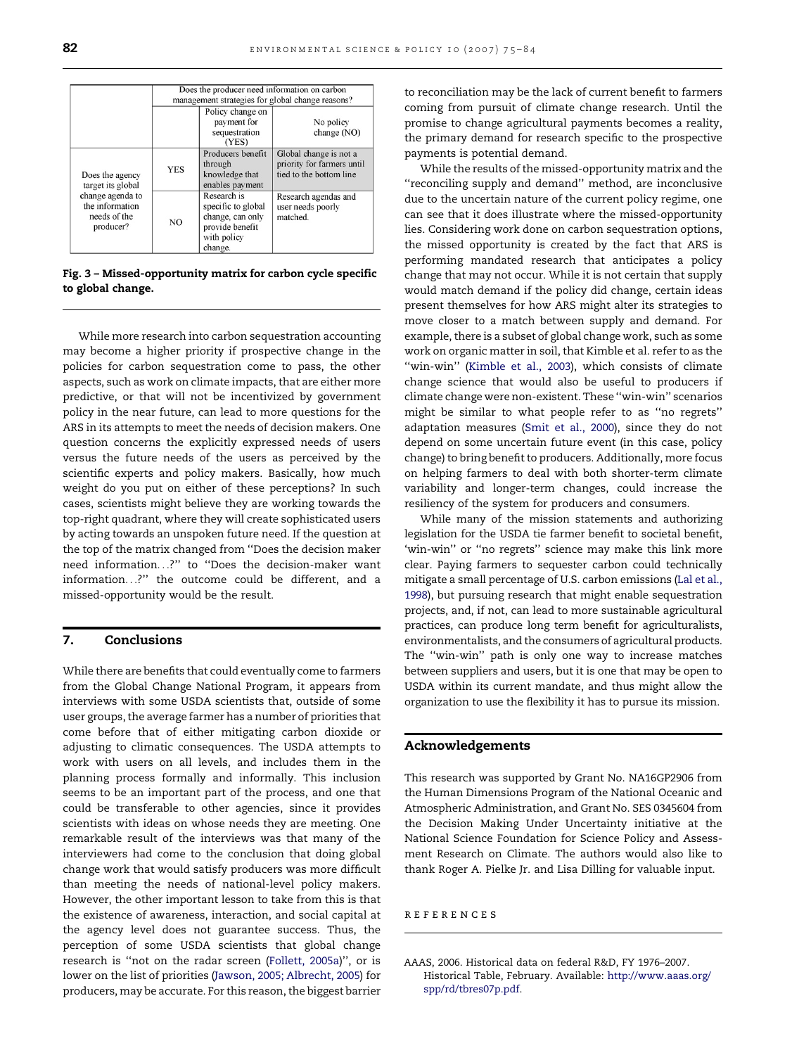| | | Does the producer need information on carbon management strategies for global change reasons? | |
|---|---|---|---|
| | | Policy change on payment for sequestration (YES) | No policy change (NO) |
| Does the agency target its global change agenda to the information needs of the producer? | YES | Producers benefit through knowledge that enables payment | Global change is not a priority for farmers until tied to the bottom line |
| | NO | Research is specific to global change, can only provide benefit with policy change. | Research agendas and user needs poorly matched. |

**Fig. 3 – Missed-opportunity matrix for carbon cycle specific to global change.**

While more research into carbon sequestration accounting may become a higher priority if prospective change in the policies for carbon sequestration come to pass, the other aspects, such as work on climate impacts, that are either more predictive, or that will not be incentivized by government policy in the near future, can lead to more questions for the ARS in its attempts to meet the needs of decision makers. One question concerns the explicitly expressed needs of users versus the future needs of the users as perceived by the scientific experts and policy makers. Basically, how much weight do you put on either of these perceptions? In such cases, scientists might believe they are working towards the top-right quadrant, where they will create sophisticated users by acting towards an unspoken future need. If the question at the top of the matrix changed from ''Does the decision maker need information...?'' to ''Does the decision-maker want information...?'' the outcome could be different, and a missed-opportunity would be the result.

## 7. Conclusions

While there are benefits that could eventually come to farmers from the Global Change National Program, it appears from interviews with some USDA scientists that, outside of some user groups, the average farmer has a number of priorities that come before that of either mitigating carbon dioxide or adjusting to climatic consequences. The USDA attempts to work with users on all levels, and includes them in the planning process formally and informally. This inclusion seems to be an important part of the process, and one that could be transferable to other agencies, since it provides scientists with ideas on whose needs they are meeting. One remarkable result of the interviews was that many of the interviewers had come to the conclusion that doing global change work that would satisfy producers was more difficult than meeting the needs of national-level policy makers. However, the other important lesson to take from this is that the existence of awareness, interaction, and social capital at the agency level does not guarantee success. Thus, the perception of some USDA scientists that global change research is ''not on the radar screen (Follett, 2005a)'', or is lower on the list of priorities (Jawson, 2005; Albrecht, 2005) for producers, may be accurate. For this reason, the biggest barrier to reconciliation may be the lack of current benefit to farmers coming from pursuit of climate change research. Until the promise to change agricultural payments becomes a reality, the primary demand for research specific to the prospective payments is potential demand.

While the results of the missed-opportunity matrix and the ''reconciling supply and demand'' method, are inconclusive due to the uncertain nature of the current policy regime, one can see that it does illustrate where the missed-opportunity lies. Considering work done on carbon sequestration options, the missed opportunity is created by the fact that ARS is performing mandated research that anticipates a policy change that may not occur. While it is not certain that supply would match demand if the policy did change, certain ideas present themselves for how ARS might alter its strategies to move closer to a match between supply and demand. For example, there is a subset of global change work, such as some work on organic matter in soil, that Kimble et al. refer to as the ''win-win'' (Kimble et al., 2003), which consists of climate change science that would also be useful to producers if climate change were non-existent. These ''win-win'' scenarios might be similar to what people refer to as ''no regrets'' adaptation measures (Smit et al., 2000), since they do not depend on some uncertain future event (in this case, policy change) to bring benefit to producers. Additionally, more focus on helping farmers to deal with both shorter-term climate variability and longer-term changes, could increase the resiliency of the system for producers and consumers.

While many of the mission statements and authorizing legislation for the USDA tie farmer benefit to societal benefit, 'win-win'' or ''no regrets'' science may make this link more clear. Paying farmers to sequester carbon could technically mitigate a small percentage of U.S. carbon emissions (Lal et al., 1998), but pursuing research that might enable sequestration projects, and, if not, can lead to more sustainable agricultural practices, can produce long term benefit for agriculturalists, environmentalists, and the consumers of agricultural products. The ''win-win'' path is only one way to increase matches between suppliers and users, but it is one that may be open to USDA within its current mandate, and thus might allow the organization to use the flexibility it has to pursue its mission.

## Acknowledgements

This research was supported by Grant No. NA16GP2906 from the Human Dimensions Program of the National Oceanic and Atmospheric Administration, and Grant No. SES 0345604 from the Decision Making Under Uncertainty initiative at the National Science Foundation for Science Policy and Assessment Research on Climate. The authors would also like to thank Roger A. Pielke Jr. and Lisa Dilling for valuable input.

## REFERENCES

AAAS, 2006. Historical data on federal R&D, FY 1976–2007. Historical Table, February. Available: http://www.aaas.org/spp/rd/tbres07p.pdf.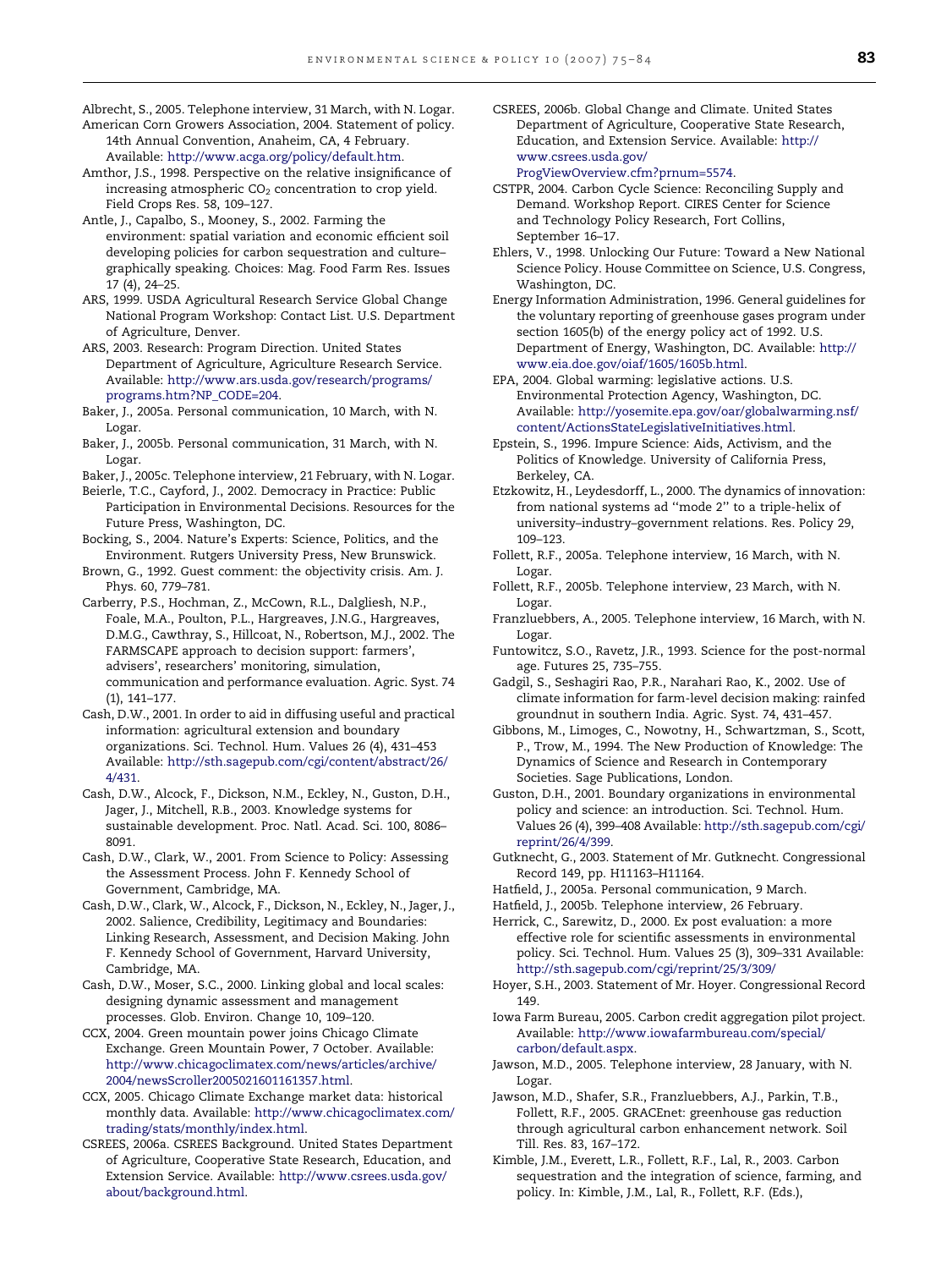Albrecht, S., 2005. Telephone interview, 31 March, with N. Logar.

American Corn Growers Association, 2004. Statement of policy. 14th Annual Convention, Anaheim, CA, 4 February. Available: http://www.acga.org/policy/default.htm.

Amthor, J.S., 1998. Perspective on the relative insignificance of increasing atmospheric $CO_2$ concentration to crop yield. Field Crops Res. 58, 109–127.

Antle, J., Capalbo, S., Mooney, S., 2002. Farming the environment: spatial variation and economic efficient soil developing policies for carbon sequestration and culture–graphically speaking. Choices: Mag. Food Farm Res. Issues 17 (4), 24–25.

ARS, 1999. USDA Agricultural Research Service Global Change National Program Workshop: Contact List. U.S. Department of Agriculture, Denver.

ARS, 2003. Research: Program Direction. United States Department of Agriculture, Agriculture Research Service. Available: http://www.ars.usda.gov/research/programs/programs.htm?NP_CODE=204.

Baker, J., 2005a. Personal communication, 10 March, with N. Logar.

Baker, J., 2005b. Personal communication, 31 March, with N. Logar.

Baker, J., 2005c. Telephone interview, 21 February, with N. Logar.

Beierle, T.C., Cayford, J., 2002. Democracy in Practice: Public Participation in Environmental Decisions. Resources for the Future Press, Washington, DC.

Bocking, S., 2004. Nature's Experts: Science, Politics, and the Environment. Rutgers University Press, New Brunswick.

Brown, G., 1992. Guest comment: the objectivity crisis. Am. J. Phys. 60, 779–781.

Carberry, P.S., Hochman, Z., McCown, R.L., Dalgliesh, N.P., Foale, M.A., Poulton, P.L., Hargreaves, J.N.G., Hargreaves, D.M.G., Cawthray, S., Hillcoat, N., Robertson, M.J., 2002. The FARMSCAPE approach to decision support: farmers', advisers', researchers' monitoring, simulation, communication and performance evaluation. Agric. Syst. 74 (1), 141–177.

Cash, D.W., 2001. In order to aid in diffusing useful and practical information: agricultural extension and boundary organizations. Sci. Technol. Hum. Values 26 (4), 431–453 Available: http://sth.sagepub.com/cgi/content/abstract/26/4/431.

Cash, D.W., Alcock, F., Dickson, N.M., Eckley, N., Guston, D.H., Jager, J., Mitchell, R.B., 2003. Knowledge systems for sustainable development. Proc. Natl. Acad. Sci. 100, 8086–8091.

Cash, D.W., Clark, W., 2001. From Science to Policy: Assessing the Assessment Process. John F. Kennedy School of Government, Cambridge, MA.

Cash, D.W., Clark, W., Alcock, F., Dickson, N., Eckley, N., Jager, J., 2002. Salience, Credibility, Legitimacy and Boundaries: Linking Research, Assessment, and Decision Making. John F. Kennedy School of Government, Harvard University, Cambridge, MA.

Cash, D.W., Moser, S.C., 2000. Linking global and local scales: designing dynamic assessment and management processes. Glob. Environ. Change 10, 109–120.

CCX, 2004. Green mountain power joins Chicago Climate Exchange. Green Mountain Power, 7 October. Available: http://www.chicagoclimatex.com/news/articles/archive/2004/newsScroller2005021601161357.html.

CCX, 2005. Chicago Climate Exchange market data: historical monthly data. Available: http://www.chicagoclimatex.com/trading/stats/monthly/index.html.

CSREES, 2006a. CSREES Background. United States Department of Agriculture, Cooperative State Research, Education, and Extension Service. Available: http://www.csrees.usda.gov/about/background.html.

CSREES, 2006b. Global Change and Climate. United States Department of Agriculture, Cooperative State Research, Education, and Extension Service. Available: http://www.csrees.usda.gov/ProgViewOverview.cfm?prnum=5574.

CSTPR, 2004. Carbon Cycle Science: Reconciling Supply and Demand. Workshop Report. CIRES Center for Science and Technology Policy Research, Fort Collins, September 16–17.

Ehlers, V., 1998. Unlocking Our Future: Toward a New National Science Policy. House Committee on Science, U.S. Congress, Washington, DC.

Energy Information Administration, 1996. General guidelines for the voluntary reporting of greenhouse gases program under section 1605(b) of the energy policy act of 1992. U.S. Department of Energy, Washington, DC. Available: http://www.eia.doe.gov/oiaf/1605/1605b.html.

EPA, 2004. Global warming: legislative actions. U.S. Environmental Protection Agency, Washington, DC. Available: http://yosemite.epa.gov/oar/globalwarming.nsf/content/ActionsStateLegislativeInitiatives.html.

Epstein, S., 1996. Impure Science: Aids, Activism, and the Politics of Knowledge. University of California Press, Berkeley, CA.

Etzkowitz, H., Leydesdorff, L., 2000. The dynamics of innovation: from national systems ad ''mode 2'' to a triple-helix of university–industry–government relations. Res. Policy 29, 109–123.

Follett, R.F., 2005a. Telephone interview, 16 March, with N. Logar.

Follett, R.F., 2005b. Telephone interview, 23 March, with N. Logar.

Franzluebbers, A., 2005. Telephone interview, 16 March, with N. Logar.

Funtowitcz, S.O., Ravetz, J.R., 1993. Science for the post-normal age. Futures 25, 735–755.

Gadgil, S., Seshagiri Rao, P.R., Narahari Rao, K., 2002. Use of climate information for farm-level decision making: rainfed groundnut in southern India. Agric. Syst. 74, 431–457.

Gibbons, M., Limoges, C., Nowotny, H., Schwartzman, S., Scott, P., Trow, M., 1994. The New Production of Knowledge: The Dynamics of Science and Research in Contemporary Societies. Sage Publications, London.

Guston, D.H., 2001. Boundary organizations in environmental policy and science: an introduction. Sci. Technol. Hum. Values 26 (4), 399–408 Available: http://sth.sagepub.com/cgi/reprint/26/4/399.

Gutknecht, G., 2003. Statement of Mr. Gutknecht. Congressional Record 149, pp. H11163–H11164.

Hatfield, J., 2005a. Personal communication, 9 March.

Hatfield, J., 2005b. Telephone interview, 26 February.

Herrick, C., Sarewitz, D., 2000. Ex post evaluation: a more effective role for scientific assessments in environmental policy. Sci. Technol. Hum. Values 25 (3), 309–331 Available: http://sth.sagepub.com/cgi/reprint/25/3/309/

Hoyer, S.H., 2003. Statement of Mr. Hoyer. Congressional Record 149.

Iowa Farm Bureau, 2005. Carbon credit aggregation pilot project. Available: http://www.iowafarmbureau.com/special/carbon/default.aspx.

Jawson, M.D., 2005. Telephone interview, 28 January, with N. Logar.

Jawson, M.D., Shafer, S.R., Franzluebbers, A.J., Parkin, T.B., Follett, R.F., 2005. GRACEnet: greenhouse gas reduction through agricultural carbon enhancement network. Soil Till. Res. 83, 167–172.

Kimble, J.M., Everett, L.R., Follett, R.F., Lal, R., 2003. Carbon sequestration and the integration of science, farming, and policy. In: Kimble, J.M., Lal, R., Follett, R.F. (Eds.),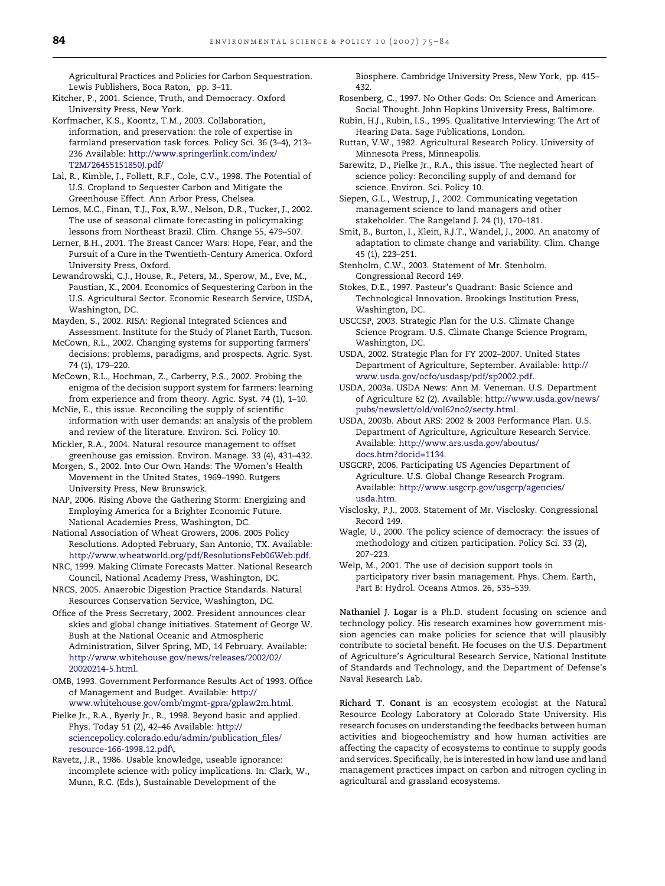Agricultural Practices and Policies for Carbon Sequestration. Lewis Publishers, Boca Raton, pp. 3–11.

Kitcher, P., 2001. Science, Truth, and Democracy. Oxford University Press, New York.

Korfmacher, K.S., Koontz, T.M., 2003. Collaboration, information, and preservation: the role of expertise in farmland preservation task forces. Policy Sci. 36 (3–4), 213–236 Available: http://www.springerlink.com/index/T2M726455151850J.pdf/

Lal, R., Kimble, J., Follett, R.F., Cole, C.V., 1998. The Potential of U.S. Cropland to Sequester Carbon and Mitigate the Greenhouse Effect. Ann Arbor Press, Chelsea.

Lemos, M.C., Finan, T.J., Fox, R.W., Nelson, D.R., Tucker, J., 2002. The use of seasonal climate forecasting in policymaking: lessons from Northeast Brazil. Clim. Change 55, 479–507.

Lerner, B.H., 2001. The Breast Cancer Wars: Hope, Fear, and the Pursuit of a Cure in the Twentieth-Century America. Oxford University Press, Oxford.

Lewandrowski, C.J., House, R., Peters, M., Sperow, M., Eve, M., Paustian, K., 2004. Economics of Sequestering Carbon in the U.S. Agricultural Sector. Economic Research Service, USDA, Washington, DC.

Mayden, S., 2002. RISA: Regional Integrated Sciences and Assessment. Institute for the Study of Planet Earth, Tucson.

McCown, R.L., 2002. Changing systems for supporting farmers' decisions: problems, paradigms, and prospects. Agric. Syst. 74 (1), 179–220.

McCown, R.L., Hochman, Z., Carberry, P.S., 2002. Probing the enigma of the decision support system for farmers: learning from experience and from theory. Agric. Syst. 74 (1), 1–10.

McNie, E., this issue. Reconciling the supply of scientific information with user demands: an analysis of the problem and review of the literature. Environ. Sci. Policy 10.

Mickler, R.A., 2004. Natural resource management to offset greenhouse gas emission. Environ. Manage. 33 (4), 431–432.

Morgen, S., 2002. Into Our Own Hands: The Women's Health Movement in the United States, 1969–1990. Rutgers University Press, New Brunswick.

NAP, 2006. Rising Above the Gathering Storm: Energizing and Employing America for a Brighter Economic Future. National Academies Press, Washington, DC.

National Association of Wheat Growers, 2006. 2005 Policy Resolutions. Adopted February, San Antonio, TX. Available: http://www.wheatworld.org/pdf/ResolutionsFeb06Web.pdf.

NRC, 1999. Making Climate Forecasts Matter. National Research Council, National Academy Press, Washington, DC.

NRCS, 2005. Anaerobic Digestion Practice Standards. Natural Resources Conservation Service, Washington, DC.

Office of the Press Secretary, 2002. President announces clear skies and global change initiatives. Statement of George W. Bush at the National Oceanic and Atmospheric Administration, Silver Spring, MD, 14 February. Available: http://www.whitehouse.gov/news/releases/2002/02/20020214-5.html.

OMB, 1993. Government Performance Results Act of 1993. Office of Management and Budget. Available: http://www.whitehouse.gov/omb/mgmt-gpra/gplaw2m.html.

Pielke Jr., R.A., Byerly Jr., R., 1998. Beyond basic and applied. Phys. Today 51 (2), 42–46 Available: http://sciencepolicy.colorado.edu/admin/publication_files/resource-166-1998.12.pdf\.

Ravetz, J.R., 1986. Usable knowledge, useable ignorance: incomplete science with policy implications. In: Clark, W., Munn, R.C. (Eds.), Sustainable Development of the Biosphere. Cambridge University Press, New York, pp. 415–432.

Rosenberg, C., 1997. No Other Gods: On Science and American Social Thought. John Hopkins University Press, Baltimore.

Rubin, H.J., Rubin, I.S., 1995. Qualitative Interviewing: The Art of Hearing Data. Sage Publications, London.

Ruttan, V.W., 1982. Agricultural Research Policy. University of Minnesota Press, Minneapolis.

Sarewitz, D., Pielke Jr., R.A., this issue. The neglected heart of science policy: Reconciling supply of and demand for science. Environ. Sci. Policy 10.

Siepen, G.L., Westrup, J., 2002. Communicating vegetation management science to land managers and other stakeholder. The Rangeland J. 24 (1), 170–181.

Smit, B., Burton, I., Klein, R.J.T., Wandel, J., 2000. An anatomy of adaptation to climate change and variability. Clim. Change 45 (1), 223–251.

Stenholm, C.W., 2003. Statement of Mr. Stenholm. Congressional Record 149.

Stokes, D.E., 1997. Pasteur's Quadrant: Basic Science and Technological Innovation. Brookings Institution Press, Washington, DC.

USCCSP, 2003. Strategic Plan for the U.S. Climate Change Science Program. U.S. Climate Change Science Program, Washington, DC.

USDA, 2002. Strategic Plan for FY 2002–2007. United States Department of Agriculture, September. Available: http://www.usda.gov/ocfo/usdasp/pdf/sp2002.pdf.

USDA, 2003a. USDA News: Ann M. Veneman. U.S. Department of Agriculture 62 (2). Available: http://www.usda.gov/news/pubs/newslett/old/vol62no2/secty.html.

USDA, 2003b. About ARS: 2002 & 2003 Performance Plan. U.S. Department of Agriculture, Agriculture Research Service. Available: http://www.ars.usda.gov/aboutus/docs.htm?docid=1134.

USGCRP, 2006. Participating US Agencies Department of Agriculture. U.S. Global Change Research Program. Available: http://www.usgcrp.gov/usgcrp/agencies/usda.htm.

Visclosky, P.J., 2003. Statement of Mr. Visclosky. Congressional Record 149.

Wagle, U., 2000. The policy science of democracy: the issues of methodology and citizen participation. Policy Sci. 33 (2), 207–223.

Welp, M., 2001. The use of decision support tools in participatory river basin management. Phys. Chem. Earth, Part B: Hydrol. Oceans Atmos. 26, 535–539.

**Nathaniel J. Logar** is a Ph.D. student focusing on science and technology policy. His research examines how government mission agencies can make policies for science that will plausibly contribute to societal benefit. He focuses on the U.S. Department of Agriculture's Agricultural Research Service, National Institute of Standards and Technology, and the Department of Defense's Naval Research Lab.

**Richard T. Conant** is an ecosystem ecologist at the Natural Resource Ecology Laboratory at Colorado State University. His research focuses on understanding the feedbacks between human activities and biogeochemistry and how human activities are affecting the capacity of ecosystems to continue to supply goods and services. Specifically, he is interested in how land use and land management practices impact on carbon and nitrogen cycling in agricultural and grassland ecosystems.